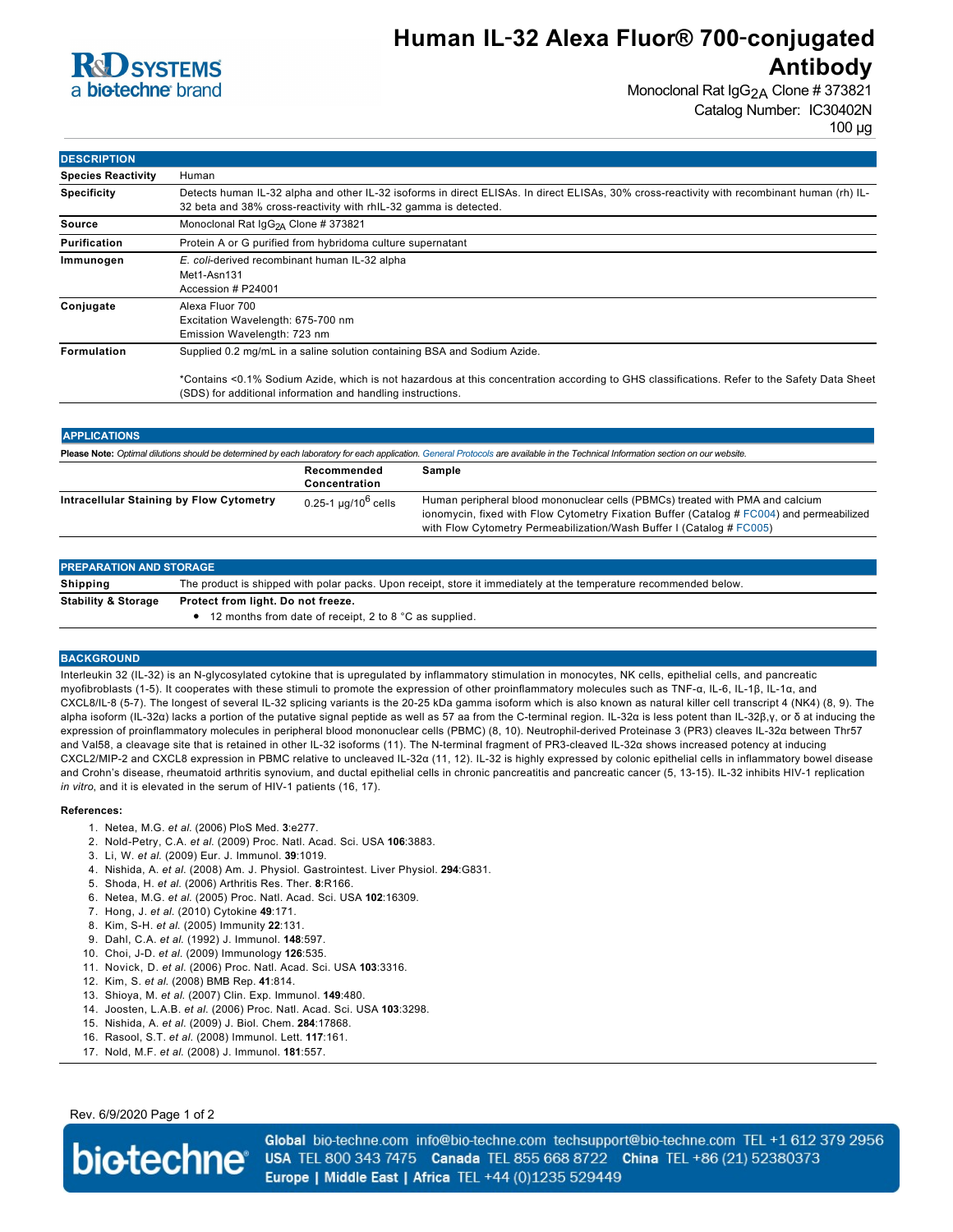# Human IL-32 Alexa Fluor® 700-conjugated Antibody

Monoclonal Rat $IgG_{2A}$ Clone # 373821

Catalog Number: IC30402N

100 µg

## DESCRIPTION

| | |
|---|---|
| **Species Reactivity** | Human |
| **Specificity** | Detects human IL-32 alpha and other IL-32 isoforms in direct ELISAs. In direct ELISAs, 30% cross-reactivity with recombinant human (rh) IL-32 beta and 38% cross-reactivity with rhIL-32 gamma is detected. |
| **Source** | Monoclonal Rat $IgG_{2A}$ Clone # 373821 |
| **Purification** | Protein A or G purified from hybridoma culture supernatant |
| **Immunogen** | *E. coli*-derived recombinant human IL-32 alpha<br>Met1-Asn131<br>Accession # P24001 |
| **Conjugate** | Alexa Fluor 700<br>Excitation Wavelength: 675-700 nm<br>Emission Wavelength: 723 nm |
| **Formulation** | Supplied 0.2 mg/mL in a saline solution containing BSA and Sodium Azide.<br><br>*Contains <0.1% Sodium Azide, which is not hazardous at this concentration according to GHS classifications. Refer to the Safety Data Sheet (SDS) for additional information and handling instructions. |

## APPLICATIONS

**Please Note:** *Optimal dilutions should be determined by each laboratory for each application. General Protocols are available in the Technical Information section on our website.*

| | Recommended Concentration | Sample |
|---|---|---|
| **Intracellular Staining by Flow Cytometry** | 0.25-1 µg/$10^6$ cells | Human peripheral blood mononuclear cells (PBMCs) treated with PMA and calcium ionomycin, fixed with Flow Cytometry Fixation Buffer (Catalog # FC004) and permeabilized with Flow Cytometry Permeabilization/Wash Buffer I (Catalog # FC005) |

## PREPARATION AND STORAGE

| | |
|---|---|
| **Shipping** | The product is shipped with polar packs. Upon receipt, store it immediately at the temperature recommended below. |
| **Stability & Storage** | **Protect from light. Do not freeze.**<br>• 12 months from date of receipt, 2 to 8 °C as supplied. |

## BACKGROUND

Interleukin 32 (IL-32) is an N-glycosylated cytokine that is upregulated by inflammatory stimulation in monocytes, NK cells, epithelial cells, and pancreatic myofibroblasts (1-5). It cooperates with these stimuli to promote the expression of other proinflammatory molecules such as TNF-α, IL-6, IL-1β, IL-1α, and CXCL8/IL-8 (5-7). The longest of several IL-32 splicing variants is the 20-25 kDa gamma isoform which is also known as natural killer cell transcript 4 (NK4) (8, 9). The alpha isoform (IL-32α) lacks a portion of the putative signal peptide as well as 57 aa from the C-terminal region. IL-32α is less potent than IL-32β,γ, or δ at inducing the expression of proinflammatory molecules in peripheral blood mononuclear cells (PBMC) (8, 10). Neutrophil-derived Proteinase 3 (PR3) cleaves IL-32α between Thr57 and Val58, a cleavage site that is retained in other IL-32 isoforms (11). The N-terminal fragment of PR3-cleaved IL-32α shows increased potency at inducing CXCL2/MIP-2 and CXCL8 expression in PBMC relative to uncleaved IL-32α (11, 12). IL-32 is highly expressed by colonic epithelial cells in inflammatory bowel disease and Crohn's disease, rheumatoid arthritis synovium, and ductal epithelial cells in chronic pancreatitis and pancreatic cancer (5, 13-15). IL-32 inhibits HIV-1 replication *in vitro*, and it is elevated in the serum of HIV-1 patients (16, 17).

**References:**

1. Netea, M.G. *et al.* (2006) PloS Med. **3**:e277.
2. Nold-Petry, C.A. *et al.* (2009) Proc. Natl. Acad. Sci. USA **106**:3883.
3. Li, W. *et al.* (2009) Eur. J. Immunol. **39**:1019.
4. Nishida, A. *et al.* (2008) Am. J. Physiol. Gastrointest. Liver Physiol. **294**:G831.
5. Shoda, H. *et al.* (2006) Arthritis Res. Ther. **8**:R166.
6. Netea, M.G. *et al.* (2005) Proc. Natl. Acad. Sci. USA **102**:16309.
7. Hong, J. *et al.* (2010) Cytokine **49**:171.
8. Kim, S-H. *et al.* (2005) Immunity **22**:131.
9. Dahl, C.A. *et al.* (1992) J. Immunol. **148**:597.
10. Choi, J-D. *et al.* (2009) Immunology **126**:535.
11. Novick, D. *et al.* (2006) Proc. Natl. Acad. Sci. USA **103**:3316.
12. Kim, S. *et al.* (2008) BMB Rep. **41**:814.
13. Shioya, M. *et al.* (2007) Clin. Exp. Immunol. **149**:480.
14. Joosten, L.A.B. *et al.* (2006) Proc. Natl. Acad. Sci. USA **103**:3298.
15. Nishida, A. *et al.* (2009) J. Biol. Chem. **284**:17868.
16. Rasool, S.T. *et al.* (2008) Immunol. Lett. **117**:161.
17. Nold, M.F. *et al.* (2008) J. Immunol. **181**:557.

Rev. 6/9/2020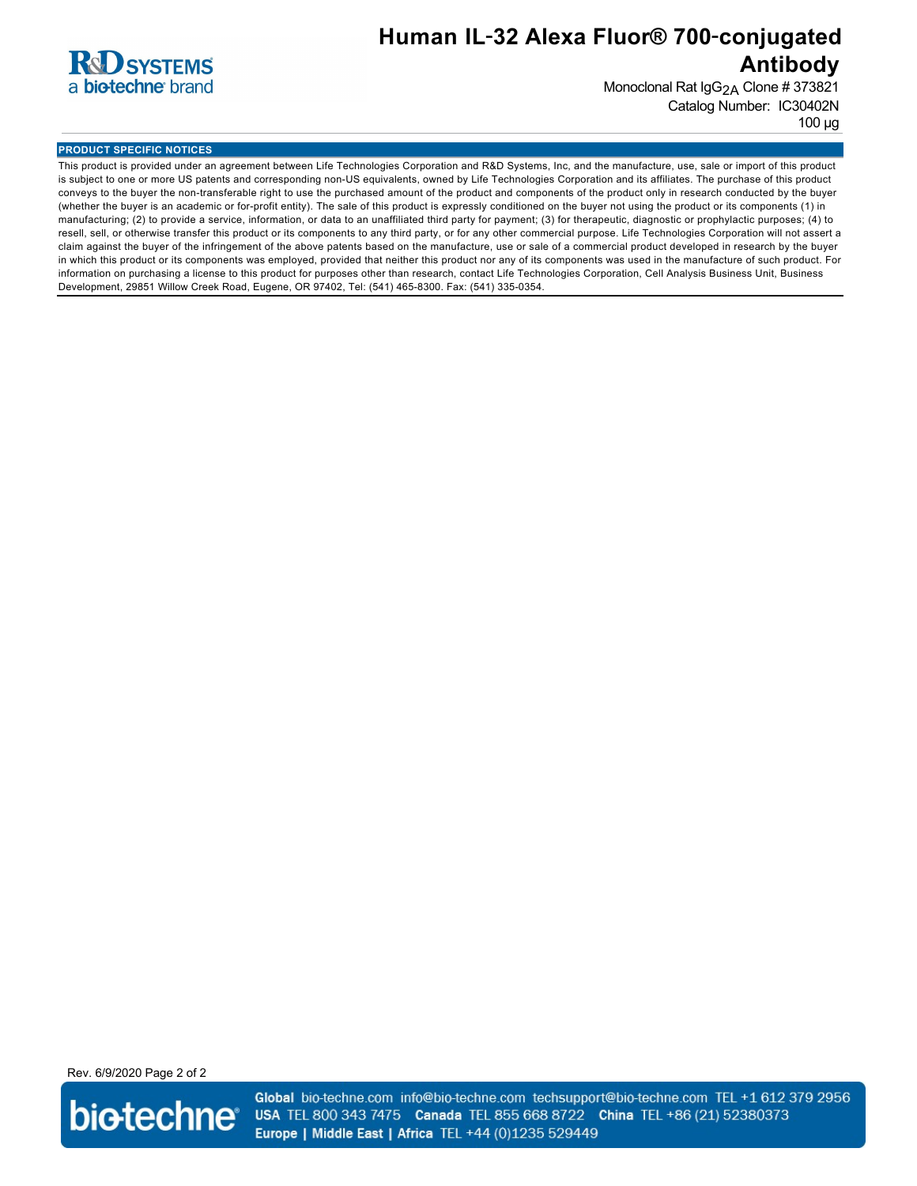## PRODUCT SPECIFIC NOTICES

This product is provided under an agreement between Life Technologies Corporation and R&D Systems, Inc, and the manufacture, use, sale or import of this product is subject to one or more US patents and corresponding non-US equivalents, owned by Life Technologies Corporation and its affiliates. The purchase of this product conveys to the buyer the non-transferable right to use the purchased amount of the product and components of the product only in research conducted by the buyer (whether the buyer is an academic or for-profit entity). The sale of this product is expressly conditioned on the buyer not using the product or its components (1) in manufacturing; (2) to provide a service, information, or data to an unaffiliated third party for payment; (3) for therapeutic, diagnostic or prophylactic purposes; (4) to resell, sell, or otherwise transfer this product or its components to any third party, or for any other commercial purpose. Life Technologies Corporation will not assert a claim against the buyer of the infringement of the above patents based on the manufacture, use or sale of a commercial product developed in research by the buyer in which this product or its components was employed, provided that neither this product nor any of its components was used in the manufacture of such product. For information on purchasing a license to this product for purposes other than research, contact Life Technologies Corporation, Cell Analysis Business Unit, Business Development, 29851 Willow Creek Road, Eugene, OR 97402, Tel: (541) 465-8300. Fax: (541) 335-0354.

Rev. 6/9/2020